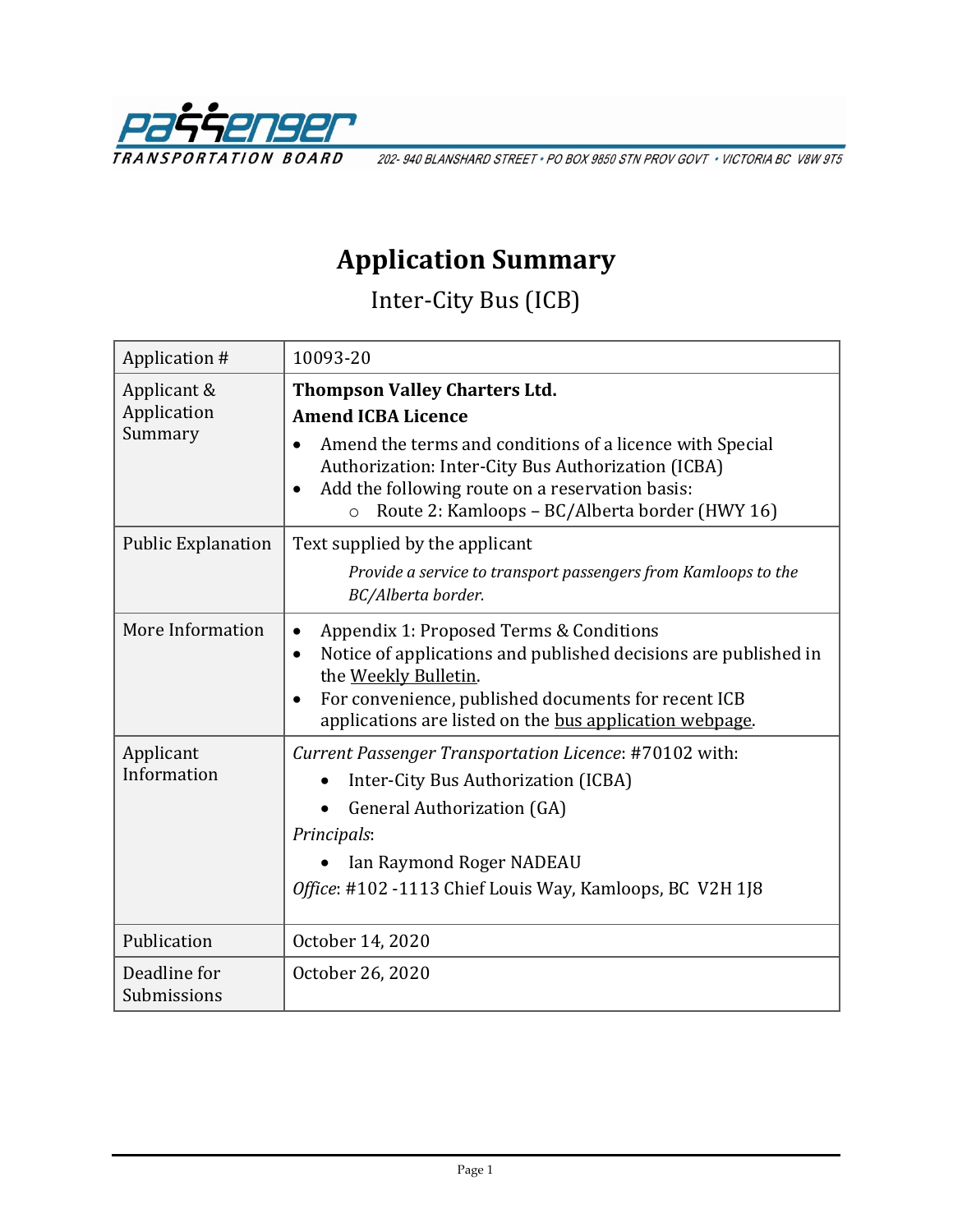Passenger Transportation Board

202- 940 BLANSHARD STREET • PO BOX 9850 STN PROV GOVT • VICTORIA BC V8W 9T5

# Application Summary

## Inter-City Bus (ICB)

| | |
|---|---|
| Application # | 10093-20 |
| Applicant & Application Summary | **Thompson Valley Charters Ltd.**<br>**Amend ICBA Licence**<br>• Amend the terms and conditions of a licence with Special Authorization: Inter-City Bus Authorization (ICBA)<br>• Add the following route on a reservation basis:<br>  ○ Route 2: Kamloops – BC/Alberta border (HWY 16) |
| Public Explanation | Text supplied by the applicant<br>*Provide a service to transport passengers from Kamloops to the BC/Alberta border.* |
| More Information | • Appendix 1: Proposed Terms & Conditions<br>• Notice of applications and published decisions are published in the Weekly Bulletin.<br>• For convenience, published documents for recent ICB applications are listed on the bus application webpage. |
| Applicant Information | *Current Passenger Transportation Licence*: #70102 with:<br>• Inter-City Bus Authorization (ICBA)<br>• General Authorization (GA)<br>*Principals*:<br>• Ian Raymond Roger NADEAU<br>*Office*: #102 -1113 Chief Louis Way, Kamloops, BC V2H 1J8 |
| Publication | October 14, 2020 |
| Deadline for Submissions | October 26, 2020 |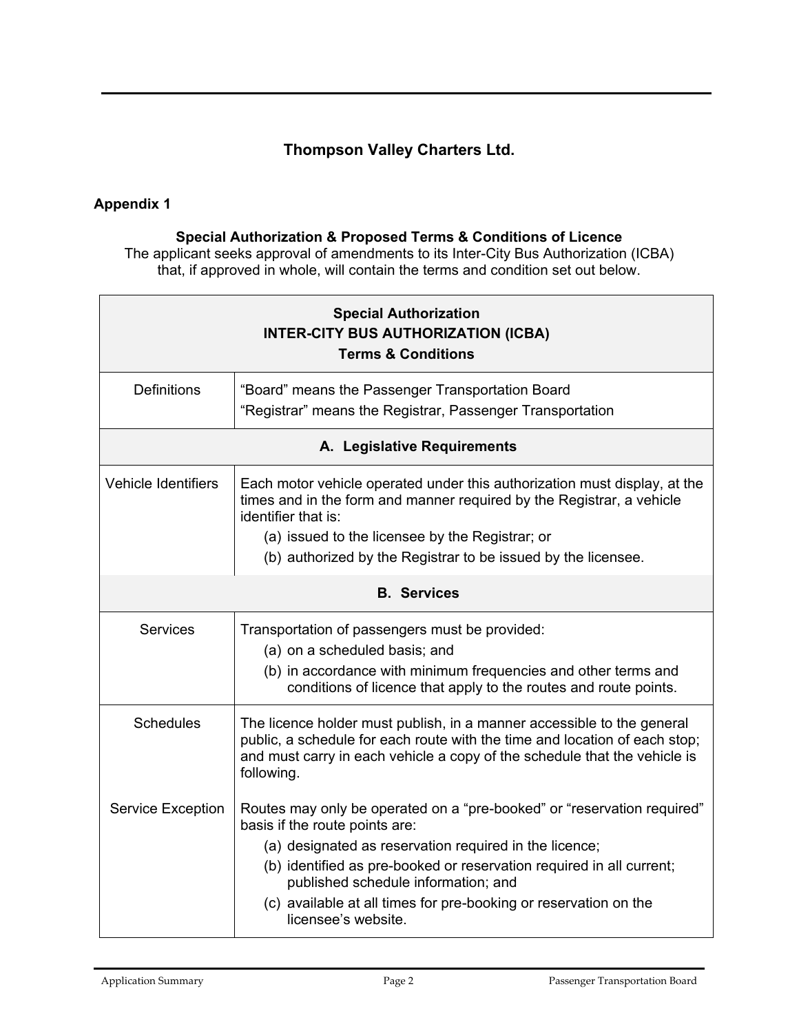## Thompson Valley Charters Ltd.

### Appendix 1

**Special Authorization & Proposed Terms & Conditions of Licence**

The applicant seeks approval of amendments to its Inter-City Bus Authorization (ICBA) that, if approved in whole, will contain the terms and condition set out below.

| **Special Authorization**<br>**INTER-CITY BUS AUTHORIZATION (ICBA)**<br>**Terms & Conditions** | |
|---|---|
| Definitions | "Board" means the Passenger Transportation Board<br>"Registrar" means the Registrar, Passenger Transportation |
| **A. Legislative Requirements** | |
| Vehicle Identifiers | Each motor vehicle operated under this authorization must display, at the times and in the form and manner required by the Registrar, a vehicle identifier that is:<br>(a) issued to the licensee by the Registrar; or<br>(b) authorized by the Registrar to be issued by the licensee. |
| **B. Services** | |
| Services | Transportation of passengers must be provided:<br>(a) on a scheduled basis; and<br>(b) in accordance with minimum frequencies and other terms and conditions of licence that apply to the routes and route points. |
| Schedules | The licence holder must publish, in a manner accessible to the general public, a schedule for each route with the time and location of each stop; and must carry in each vehicle a copy of the schedule that the vehicle is following. |
| Service Exception | Routes may only be operated on a "pre-booked" or "reservation required" basis if the route points are:<br>(a) designated as reservation required in the licence;<br>(b) identified as pre-booked or reservation required in all current; published schedule information; and<br>(c) available at all times for pre-booking or reservation on the licensee's website. |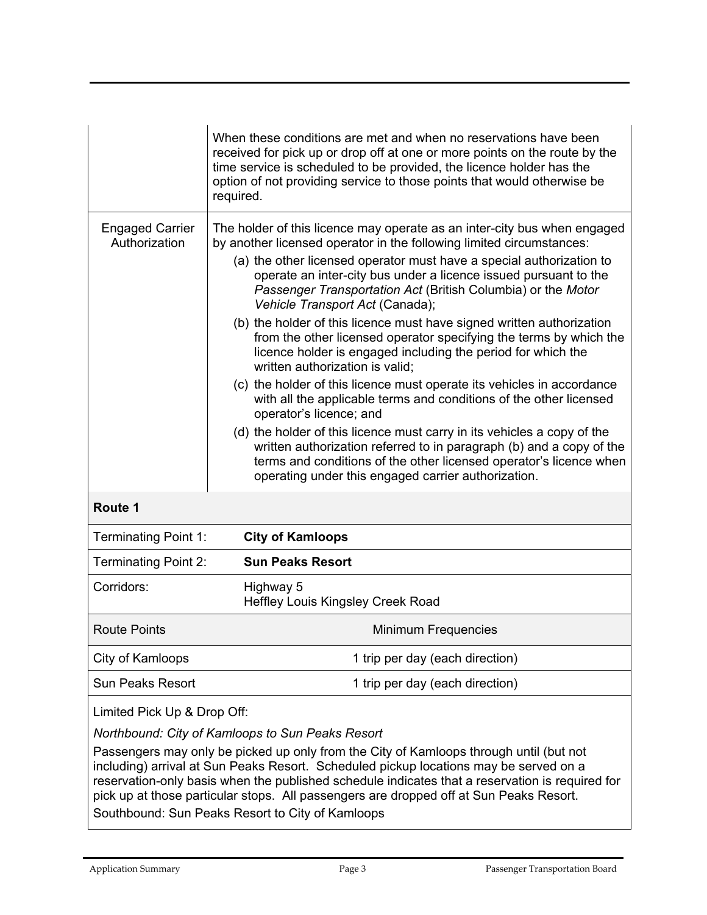| | |
|---|---|
| | When these conditions are met and when no reservations have been received for pick up or drop off at one or more points on the route by the time service is scheduled to be provided, the licence holder has the option of not providing service to those points that would otherwise be required. |
| Engaged Carrier Authorization | The holder of this licence may operate as an inter-city bus when engaged by another licensed operator in the following limited circumstances:<br>(a) the other licensed operator must have a special authorization to operate an inter-city bus under a licence issued pursuant to the *Passenger Transportation Act* (British Columbia) or the *Motor Vehicle Transport Act* (Canada);<br>(b) the holder of this licence must have signed written authorization from the other licensed operator specifying the terms by which the licence holder is engaged including the period for which the written authorization is valid;<br>(c) the holder of this licence must operate its vehicles in accordance with all the applicable terms and conditions of the other licensed operator's licence; and<br>(d) the holder of this licence must carry in its vehicles a copy of the written authorization referred to in paragraph (b) and a copy of the terms and conditions of the other licensed operator's licence when operating under this engaged carrier authorization. |

**Route 1**

| | |
|---|---|
| Terminating Point 1: | **City of Kamloops** |
| Terminating Point 2: | **Sun Peaks Resort** |
| Corridors: | Highway 5<br>Heffley Louis Kingsley Creek Road |

| Route Points | Minimum Frequencies |
|---|---|
| City of Kamloops | 1 trip per day (each direction) |
| Sun Peaks Resort | 1 trip per day (each direction) |

Limited Pick Up & Drop Off:

*Northbound: City of Kamloops to Sun Peaks Resort*

Passengers may only be picked up only from the City of Kamloops through until (but not including) arrival at Sun Peaks Resort. Scheduled pickup locations may be served on a reservation-only basis when the published schedule indicates that a reservation is required for pick up at those particular stops. All passengers are dropped off at Sun Peaks Resort.

Southbound: Sun Peaks Resort to City of Kamloops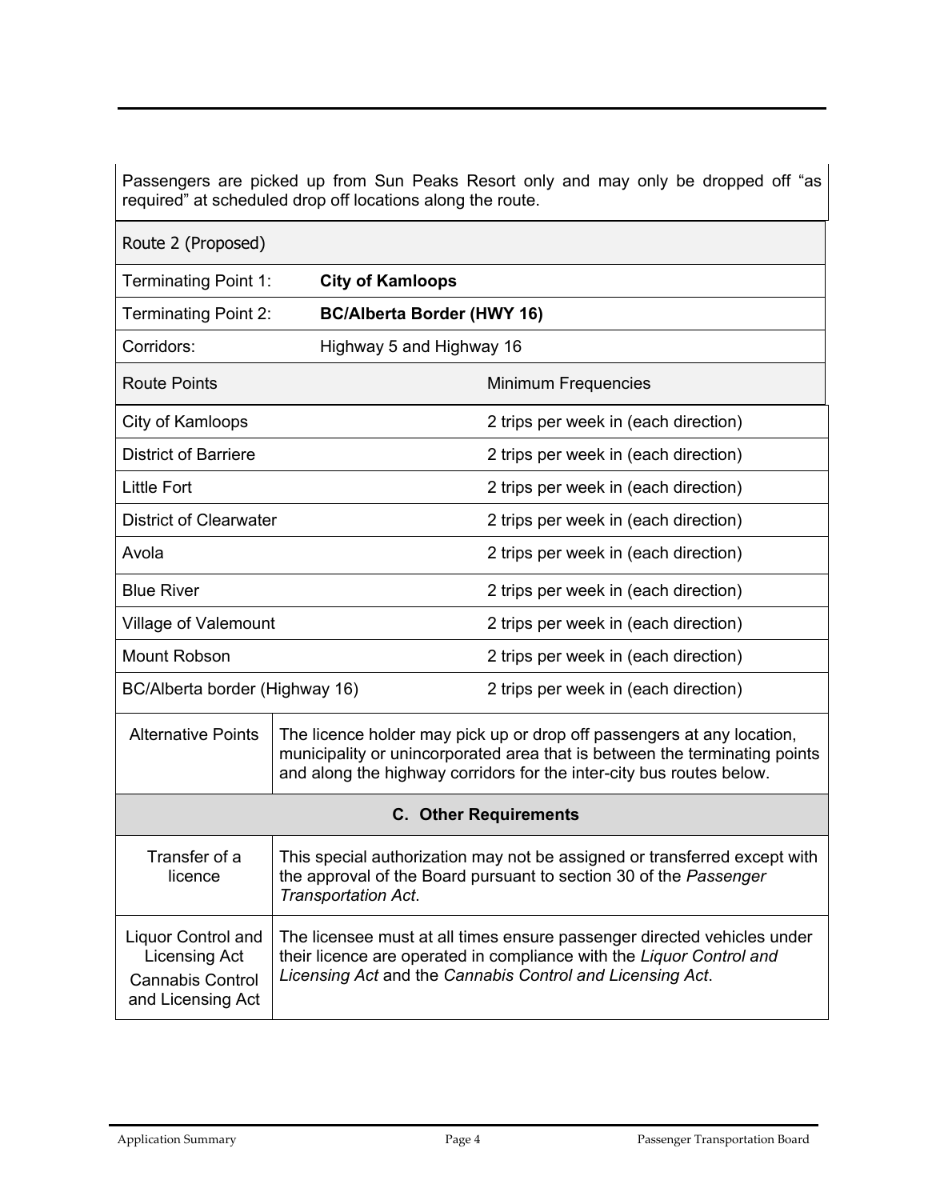Passengers are picked up from Sun Peaks Resort only and may only be dropped off "as required" at scheduled drop off locations along the route.

| Route 2 (Proposed) | |
|---|---|
| Terminating Point 1: | **City of Kamloops** |
| Terminating Point 2: | **BC/Alberta Border (HWY 16)** |
| Corridors: | Highway 5 and Highway 16 |

| Route Points | Minimum Frequencies |
|---|---|
| City of Kamloops | 2 trips per week in (each direction) |
| District of Barriere | 2 trips per week in (each direction) |
| Little Fort | 2 trips per week in (each direction) |
| District of Clearwater | 2 trips per week in (each direction) |
| Avola | 2 trips per week in (each direction) |
| Blue River | 2 trips per week in (each direction) |
| Village of Valemount | 2 trips per week in (each direction) |
| Mount Robson | 2 trips per week in (each direction) |
| BC/Alberta border (Highway 16) | 2 trips per week in (each direction) |

| | |
|---|---|
| Alternative Points | The licence holder may pick up or drop off passengers at any location, municipality or unincorporated area that is between the terminating points and along the highway corridors for the inter-city bus routes below. |

## C. Other Requirements

| | |
|---|---|
| Transfer of a licence | This special authorization may not be assigned or transferred except with the approval of the Board pursuant to section 30 of the *Passenger Transportation Act*. |
| Liquor Control and Licensing Act<br>Cannabis Control and Licensing Act | The licensee must at all times ensure passenger directed vehicles under their licence are operated in compliance with the *Liquor Control and Licensing Act* and the *Cannabis Control and Licensing Act*. |